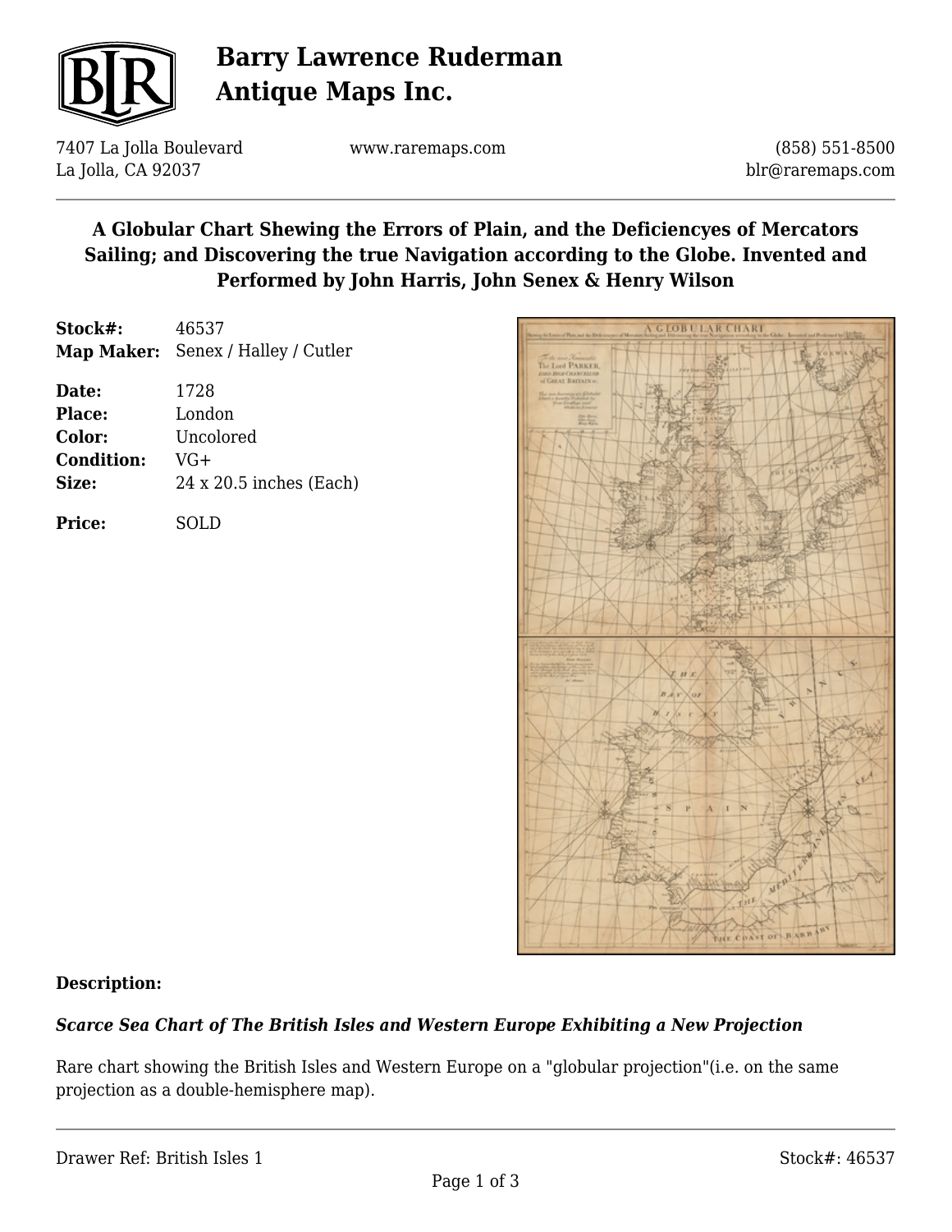# Barry Lawrence Ruderman Antique Maps Inc.

7407 La Jolla Boulevard
La Jolla, CA 92037

www.raremaps.com

(858) 551-8500
blr@raremaps.com

## A Globular Chart Shewing the Errors of Plain, and the Deficiencyes of Mercators Sailing; and Discovering the true Navigation according to the Globe. Invented and Performed by John Harris, John Senex & Henry Wilson

| | |
|---|---|
| **Stock#:** | 46537 |
| **Map Maker:** | Senex / Halley / Cutler |
| **Date:** | 1728 |
| **Place:** | London |
| **Color:** | Uncolored |
| **Condition:** | VG+ |
| **Size:** | 24 x 20.5 inches (Each) |
| **Price:** | SOLD |

**Description:**

***Scarce Sea Chart of The British Isles and Western Europe Exhibiting a New Projection***

Rare chart showing the British Isles and Western Europe on a "globular projection"(i.e. on the same projection as a double-hemisphere map).

Drawer Ref: British Isles 1

Stock#: 46537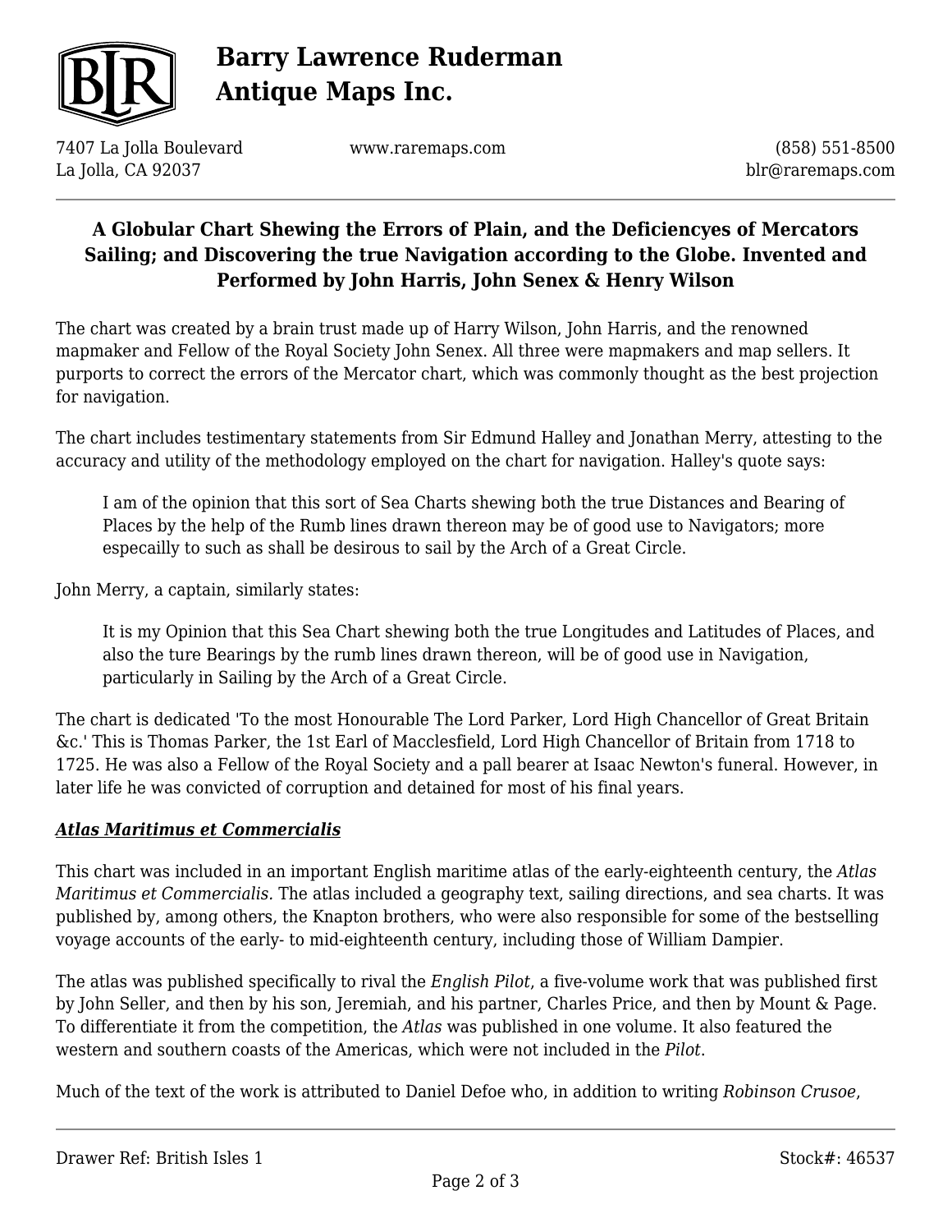## A Globular Chart Shewing the Errors of Plain, and the Deficiencyes of Mercators Sailing; and Discovering the true Navigation according to the Globe. Invented and Performed by John Harris, John Senex & Henry Wilson

The chart was created by a brain trust made up of Harry Wilson, John Harris, and the renowned mapmaker and Fellow of the Royal Society John Senex. All three were mapmakers and map sellers. It purports to correct the errors of the Mercator chart, which was commonly thought as the best projection for navigation.

The chart includes testimentary statements from Sir Edmund Halley and Jonathan Merry, attesting to the accuracy and utility of the methodology employed on the chart for navigation. Halley's quote says:

> I am of the opinion that this sort of Sea Charts shewing both the true Distances and Bearing of Places by the help of the Rumb lines drawn thereon may be of good use to Navigators; more especailly to such as shall be desirous to sail by the Arch of a Great Circle.

John Merry, a captain, similarly states:

> It is my Opinion that this Sea Chart shewing both the true Longitudes and Latitudes of Places, and also the ture Bearings by the rumb lines drawn thereon, will be of good use in Navigation, particularly in Sailing by the Arch of a Great Circle.

The chart is dedicated 'To the most Honourable The Lord Parker, Lord High Chancellor of Great Britain &c.' This is Thomas Parker, the 1st Earl of Macclesfield, Lord High Chancellor of Britain from 1718 to 1725. He was also a Fellow of the Royal Society and a pall bearer at Isaac Newton's funeral. However, in later life he was convicted of corruption and detained for most of his final years.

### ***Atlas Maritimus et Commercialis***

This chart was included in an important English maritime atlas of the early-eighteenth century, the *Atlas Maritimus et Commercialis.* The atlas included a geography text, sailing directions, and sea charts. It was published by, among others, the Knapton brothers, who were also responsible for some of the bestselling voyage accounts of the early- to mid-eighteenth century, including those of William Dampier.

The atlas was published specifically to rival the *English Pilot*, a five-volume work that was published first by John Seller, and then by his son, Jeremiah, and his partner, Charles Price, and then by Mount & Page. To differentiate it from the competition, the *Atlas* was published in one volume. It also featured the western and southern coasts of the Americas, which were not included in the *Pilot*.

Much of the text of the work is attributed to Daniel Defoe who, in addition to writing *Robinson Crusoe*,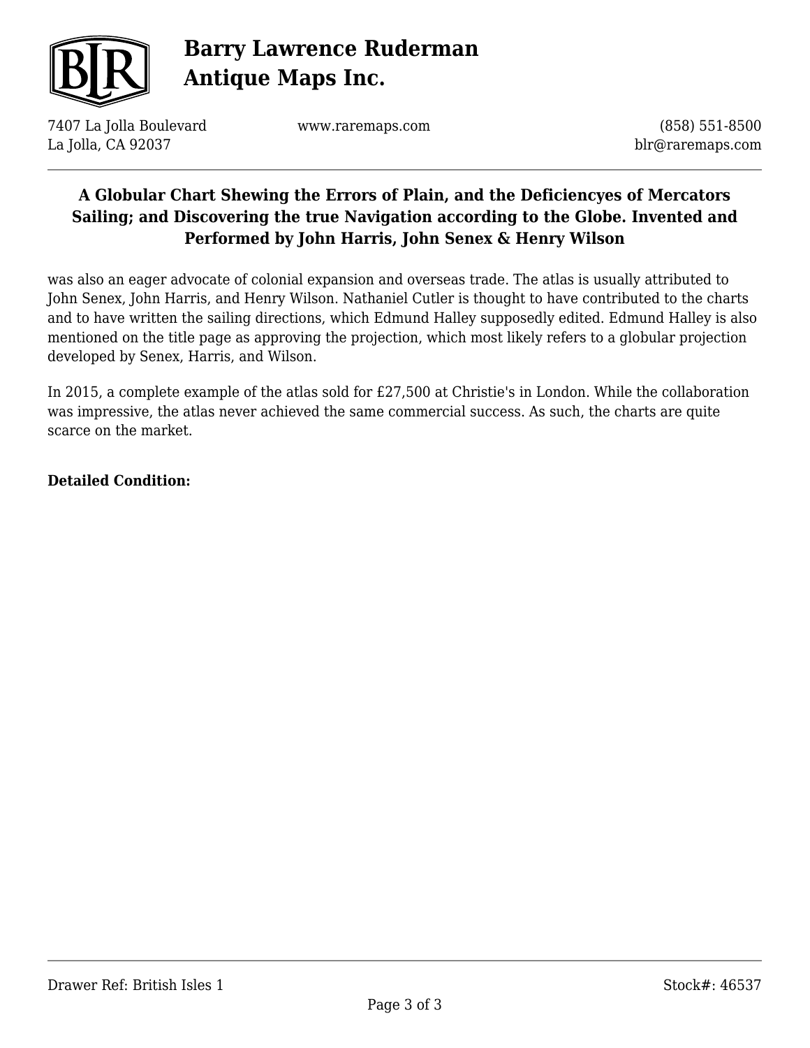was also an eager advocate of colonial expansion and overseas trade. The atlas is usually attributed to John Senex, John Harris, and Henry Wilson. Nathaniel Cutler is thought to have contributed to the charts and to have written the sailing directions, which Edmund Halley supposedly edited. Edmund Halley is also mentioned on the title page as approving the projection, which most likely refers to a globular projection developed by Senex, Harris, and Wilson.

In 2015, a complete example of the atlas sold for £27,500 at Christie's in London. While the collaboration was impressive, the atlas never achieved the same commercial success. As such, the charts are quite scarce on the market.

**Detailed Condition:**